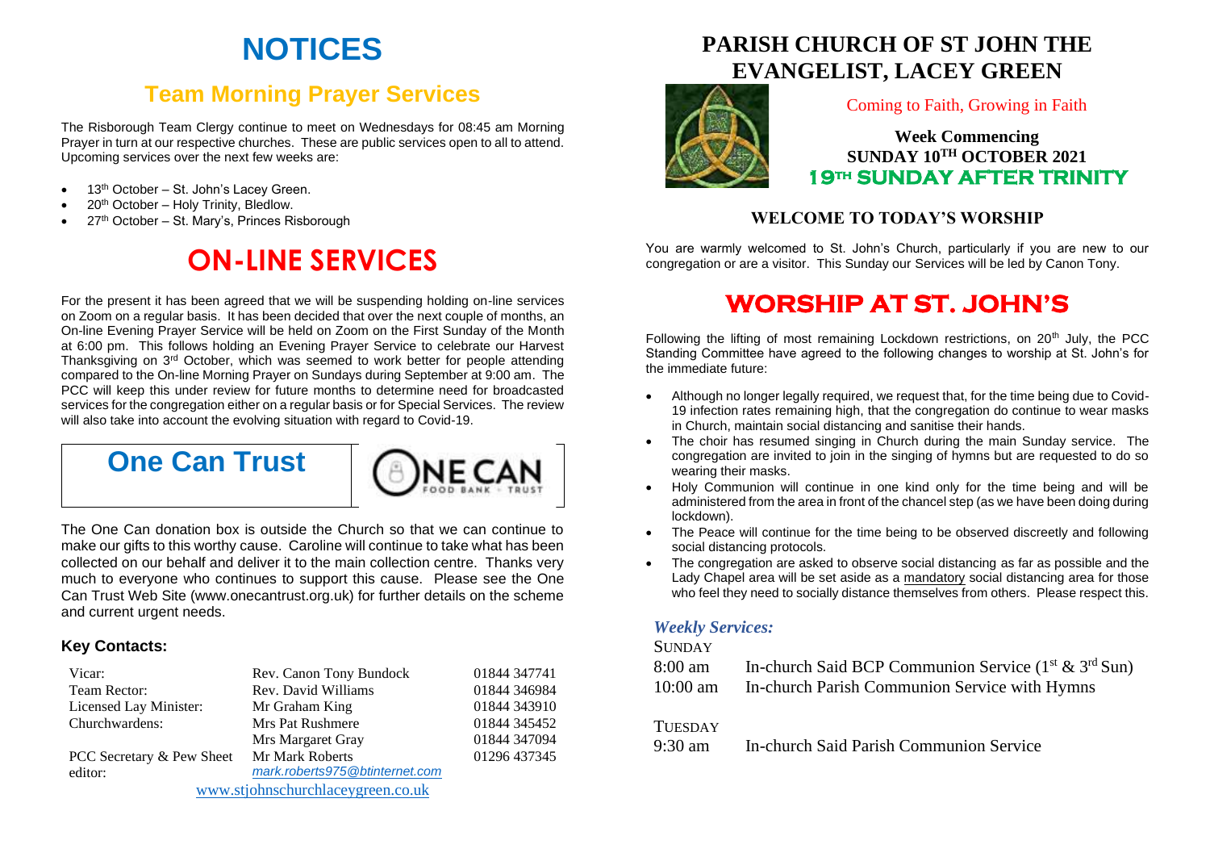# NOTICES

## Team Morning Prayer Services

The Risborough Team Clergy continue to meet on Wednesdays for 08:45 am Morning Prayer in turn at our respective churches. These are public services open to all to attend. Upcoming services over the next few weeks are:

- 13th October – St. John's Lacey Green.
- 20th October – Holy Trinity, Bledlow.
- 27th October – St. Mary's, Princes Risborough

# ON-LINE SERVICES

For the present it has been agreed that we will be suspending holding on-line services on Zoom on a regular basis. It has been decided that over the next couple of months, an On-line Evening Prayer Service will be held on Zoom on the First Sunday of the Month at 6:00 pm. This follows holding an Evening Prayer Service to celebrate our Harvest Thanksgiving on 3rd October, which was seemed to work better for people attending compared to the On-line Morning Prayer on Sundays during September at 9:00 am. The PCC will keep this under review for future months to determine need for broadcasted services for the congregation either on a regular basis or for Special Services. The review will also take into account the evolving situation with regard to Covid-19.

## One Can Trust

ONE CAN FOOD BANK • TRUST

The One Can donation box is outside the Church so that we can continue to make our gifts to this worthy cause. Caroline will continue to take what has been collected on our behalf and deliver it to the main collection centre. Thanks very much to everyone who continues to support this cause. Please see the One Can Trust Web Site (www.onecantrust.org.uk) for further details on the scheme and current urgent needs.

### Key Contacts:

| | | |
|---|---|---|
| Vicar: | Rev. Canon Tony Bundock | 01844 347741 |
| Team Rector: | Rev. David Williams | 01844 346984 |
| Licensed Lay Minister: | Mr Graham King | 01844 343910 |
| Churchwardens: | Mrs Pat Rushmere | 01844 345452 |
| | Mrs Margaret Gray | 01844 347094 |
| PCC Secretary & Pew Sheet editor: | Mr Mark Roberts *mark.roberts975@btinternet.com* | 01296 437345 |

www.stjohnschurchlaceygreen.co.uk

# PARISH CHURCH OF ST JOHN THE EVANGELIST, LACEY GREEN

Coming to Faith, Growing in Faith

**Week Commencing**
**SUNDAY 10TH OCTOBER 2021**
**19TH SUNDAY AFTER TRINITY**

### WELCOME TO TODAY'S WORSHIP

You are warmly welcomed to St. John's Church, particularly if you are new to our congregation or are a visitor. This Sunday our Services will be led by Canon Tony.

# WORSHIP AT ST. JOHN'S

Following the lifting of most remaining Lockdown restrictions, on 20th July, the PCC Standing Committee have agreed to the following changes to worship at St. John's for the immediate future:

- Although no longer legally required, we request that, for the time being due to Covid-19 infection rates remaining high, that the congregation do continue to wear masks in Church, maintain social distancing and sanitise their hands.
- The choir has resumed singing in Church during the main Sunday service. The congregation are invited to join in the singing of hymns but are requested to do so wearing their masks.
- Holy Communion will continue in one kind only for the time being and will be administered from the area in front of the chancel step (as we have been doing during lockdown).
- The Peace will continue for the time being to be observed discreetly and following social distancing protocols.
- The congregation are asked to observe social distancing as far as possible and the Lady Chapel area will be set aside as a mandatory social distancing area for those who feel they need to socially distance themselves from others. Please respect this.

### *Weekly Services:*

SUNDAY

| | |
|---|---|
| 8:00 am | In-church Said BCP Communion Service (1st & 3rd Sun) |
| 10:00 am | In-church Parish Communion Service with Hymns |

TUESDAY

| | |
|---|---|
| 9:30 am | In-church Said Parish Communion Service |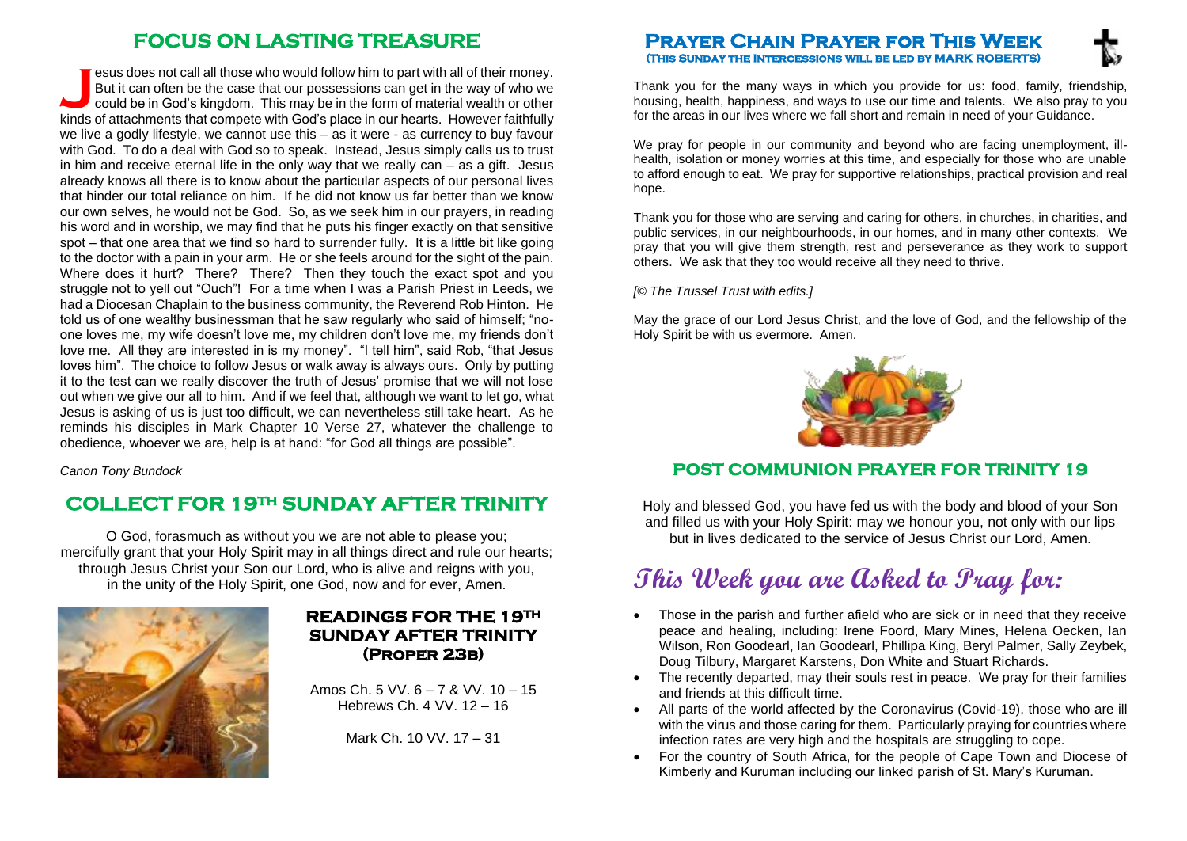## FOCUS ON LASTING TREASURE

Jesus does not call all those who would follow him to part with all of their money. But it can often be the case that our possessions can get in the way of who we could be in God's kingdom. This may be in the form of material wealth or other kinds of attachments that compete with God's place in our hearts. However faithfully we live a godly lifestyle, we cannot use this – as it were - as currency to buy favour with God. To do a deal with God so to speak. Instead, Jesus simply calls us to trust in him and receive eternal life in the only way that we really can – as a gift. Jesus already knows all there is to know about the particular aspects of our personal lives that hinder our total reliance on him. If he did not know us far better than we know our own selves, he would not be God. So, as we seek him in our prayers, in reading his word and in worship, we may find that he puts his finger exactly on that sensitive spot – that one area that we find so hard to surrender fully. It is a little bit like going to the doctor with a pain in your arm. He or she feels around for the sight of the pain. Where does it hurt? There? There? Then they touch the exact spot and you struggle not to yell out "Ouch"! For a time when I was a Parish Priest in Leeds, we had a Diocesan Chaplain to the business community, the Reverend Rob Hinton. He told us of one wealthy businessman that he saw regularly who said of himself; "no-one loves me, my wife doesn't love me, my children don't love me, my friends don't love me. All they are interested in is my money". "I tell him", said Rob, "that Jesus loves him". The choice to follow Jesus or walk away is always ours. Only by putting it to the test can we really discover the truth of Jesus' promise that we will not lose out when we give our all to him. And if we feel that, although we want to let go, what Jesus is asking of us is just too difficult, we can nevertheless still take heart. As he reminds his disciples in Mark Chapter 10 Verse 27, whatever the challenge to obedience, whoever we are, help is at hand: "for God all things are possible".

*Canon Tony Bundock*

## COLLECT FOR 19TH SUNDAY AFTER TRINITY

O God, forasmuch as without you we are not able to please you;
mercifully grant that your Holy Spirit may in all things direct and rule our hearts;
through Jesus Christ your Son our Lord, who is alive and reigns with you,
in the unity of the Holy Spirit, one God, now and for ever, Amen.

## READINGS FOR THE 19TH SUNDAY AFTER TRINITY (PROPER 23B)

Amos Ch. 5 VV. 6 – 7 & VV. 10 – 15
Hebrews Ch. 4 VV. 12 – 16

Mark Ch. 10 VV. 17 – 31

## PRAYER CHAIN PRAYER FOR THIS WEEK
**(THIS SUNDAY THE INTERCESSIONS WILL BE LED BY MARK ROBERTS)**

Thank you for the many ways in which you provide for us: food, family, friendship, housing, health, happiness, and ways to use our time and talents. We also pray to you for the areas in our lives where we fall short and remain in need of your Guidance.

We pray for people in our community and beyond who are facing unemployment, ill-health, isolation or money worries at this time, and especially for those who are unable to afford enough to eat. We pray for supportive relationships, practical provision and real hope.

Thank you for those who are serving and caring for others, in churches, in charities, and public services, in our neighbourhoods, in our homes, and in many other contexts. We pray that you will give them strength, rest and perseverance as they work to support others. We ask that they too would receive all they need to thrive.

*[© The Trussel Trust with edits.]*

May the grace of our Lord Jesus Christ, and the love of God, and the fellowship of the Holy Spirit be with us evermore. Amen.

## POST COMMUNION PRAYER FOR TRINITY 19

Holy and blessed God, you have fed us with the body and blood of your Son and filled us with your Holy Spirit: may we honour you, not only with our lips but in lives dedicated to the service of Jesus Christ our Lord, Amen.

## This Week you are Asked to Pray for:

- Those in the parish and further afield who are sick or in need that they receive peace and healing, including: Irene Foord, Mary Mines, Helena Oecken, Ian Wilson, Ron Goodearl, Ian Goodearl, Phillipa King, Beryl Palmer, Sally Zeybek, Doug Tilbury, Margaret Karstens, Don White and Stuart Richards.
- The recently departed, may their souls rest in peace. We pray for their families and friends at this difficult time.
- All parts of the world affected by the Coronavirus (Covid-19), those who are ill with the virus and those caring for them. Particularly praying for countries where infection rates are very high and the hospitals are struggling to cope.
- For the country of South Africa, for the people of Cape Town and Diocese of Kimberly and Kuruman including our linked parish of St. Mary's Kuruman.